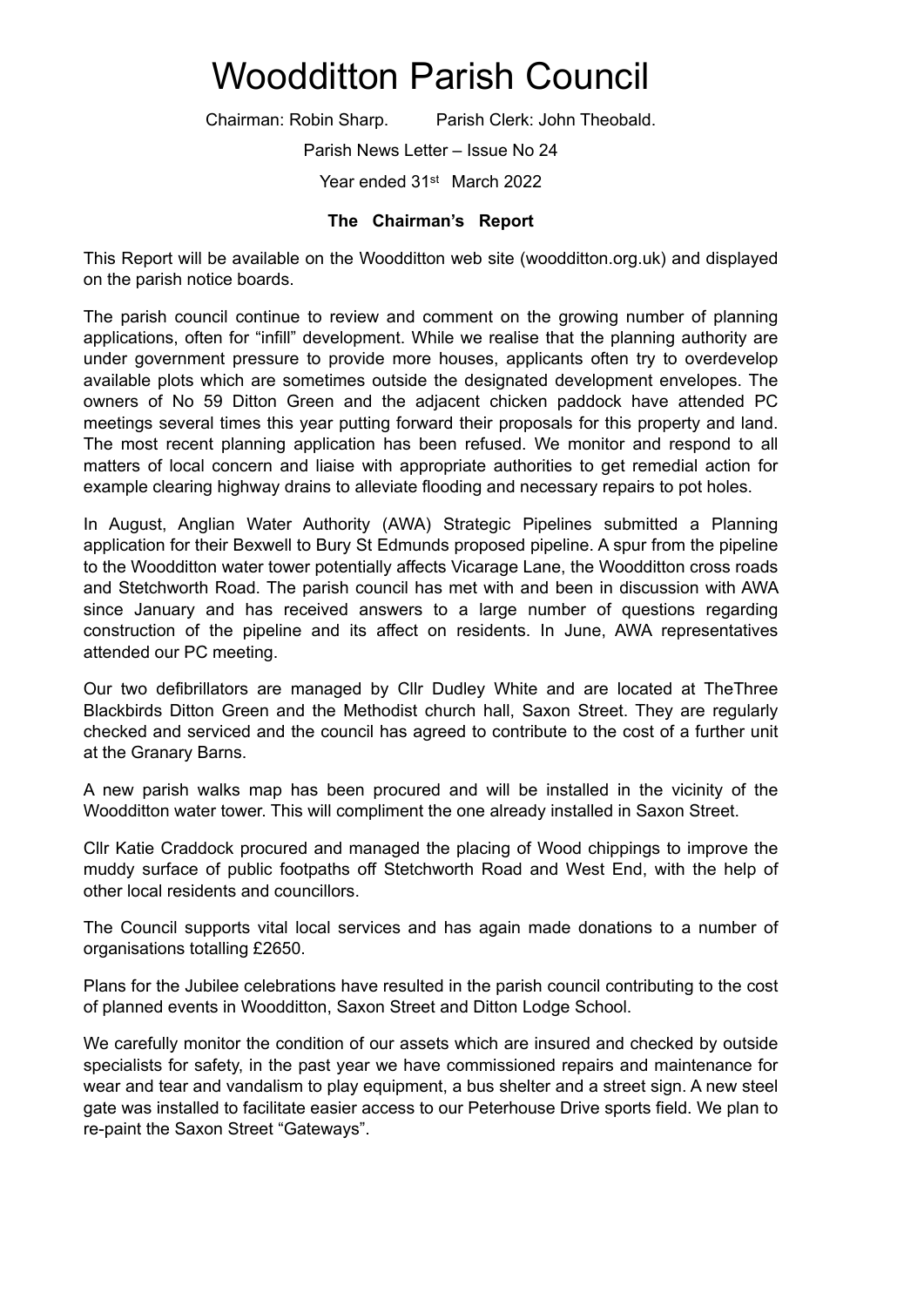# Woodditton Parish Council

Chairman: Robin Sharp. Parish Clerk: John Theobald.

Parish News Letter – Issue No 24

Year ended 31st March 2022

**The Chairman's Report**

This Report will be available on the Woodditton web site (woodditton.org.uk) and displayed on the parish notice boards.

The parish council continue to review and comment on the growing number of planning applications, often for "infill" development. While we realise that the planning authority are under government pressure to provide more houses, applicants often try to overdevelop available plots which are sometimes outside the designated development envelopes. The owners of No 59 Ditton Green and the adjacent chicken paddock have attended PC meetings several times this year putting forward their proposals for this property and land. The most recent planning application has been refused. We monitor and respond to all matters of local concern and liaise with appropriate authorities to get remedial action for example clearing highway drains to alleviate flooding and necessary repairs to pot holes.

In August, Anglian Water Authority (AWA) Strategic Pipelines submitted a Planning application for their Bexwell to Bury St Edmunds proposed pipeline. A spur from the pipeline to the Woodditton water tower potentially affects Vicarage Lane, the Woodditton cross roads and Stetchworth Road. The parish council has met with and been in discussion with AWA since January and has received answers to a large number of questions regarding construction of the pipeline and its affect on residents. In June, AWA representatives attended our PC meeting.

Our two defibrillators are managed by Cllr Dudley White and are located at TheThree Blackbirds Ditton Green and the Methodist church hall, Saxon Street. They are regularly checked and serviced and the council has agreed to contribute to the cost of a further unit at the Granary Barns.

A new parish walks map has been procured and will be installed in the vicinity of the Woodditton water tower. This will compliment the one already installed in Saxon Street.

Cllr Katie Craddock procured and managed the placing of Wood chippings to improve the muddy surface of public footpaths off Stetchworth Road and West End, with the help of other local residents and councillors.

The Council supports vital local services and has again made donations to a number of organisations totalling £2650.

Plans for the Jubilee celebrations have resulted in the parish council contributing to the cost of planned events in Woodditton, Saxon Street and Ditton Lodge School.

We carefully monitor the condition of our assets which are insured and checked by outside specialists for safety, in the past year we have commissioned repairs and maintenance for wear and tear and vandalism to play equipment, a bus shelter and a street sign. A new steel gate was installed to facilitate easier access to our Peterhouse Drive sports field. We plan to re-paint the Saxon Street "Gateways".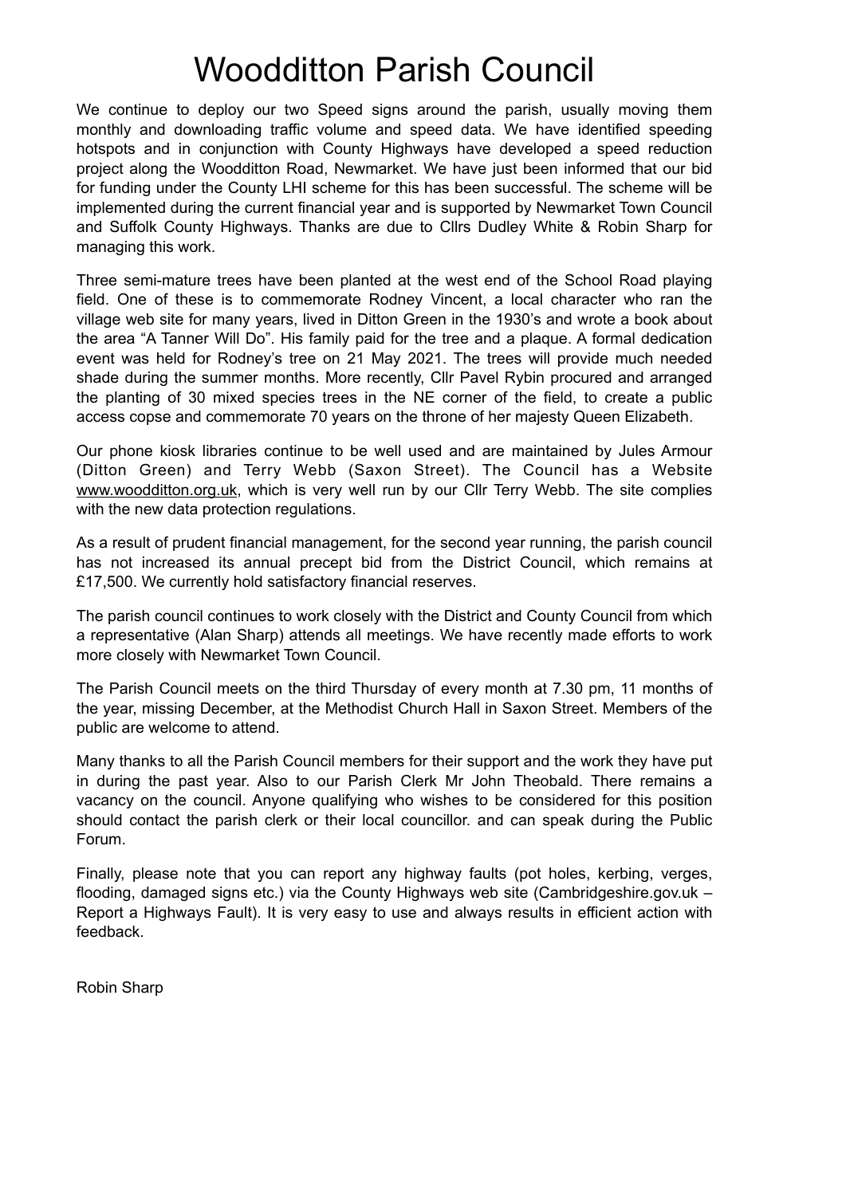# Woodditton Parish Council

We continue to deploy our two Speed signs around the parish, usually moving them monthly and downloading traffic volume and speed data. We have identified speeding hotspots and in conjunction with County Highways have developed a speed reduction project along the Woodditton Road, Newmarket. We have just been informed that our bid for funding under the County LHI scheme for this has been successful. The scheme will be implemented during the current financial year and is supported by Newmarket Town Council and Suffolk County Highways. Thanks are due to Cllrs Dudley White & Robin Sharp for managing this work.

Three semi-mature trees have been planted at the west end of the School Road playing field. One of these is to commemorate Rodney Vincent, a local character who ran the village web site for many years, lived in Ditton Green in the 1930's and wrote a book about the area "A Tanner Will Do". His family paid for the tree and a plaque. A formal dedication event was held for Rodney's tree on 21 May 2021. The trees will provide much needed shade during the summer months. More recently, Cllr Pavel Rybin procured and arranged the planting of 30 mixed species trees in the NE corner of the field, to create a public access copse and commemorate 70 years on the throne of her majesty Queen Elizabeth.

Our phone kiosk libraries continue to be well used and are maintained by Jules Armour (Ditton Green) and Terry Webb (Saxon Street). The Council has a Website www.woodditton.org.uk, which is very well run by our Cllr Terry Webb. The site complies with the new data protection regulations.

As a result of prudent financial management, for the second year running, the parish council has not increased its annual precept bid from the District Council, which remains at £17,500. We currently hold satisfactory financial reserves.

The parish council continues to work closely with the District and County Council from which a representative (Alan Sharp) attends all meetings. We have recently made efforts to work more closely with Newmarket Town Council.

The Parish Council meets on the third Thursday of every month at 7.30 pm, 11 months of the year, missing December, at the Methodist Church Hall in Saxon Street. Members of the public are welcome to attend.

Many thanks to all the Parish Council members for their support and the work they have put in during the past year. Also to our Parish Clerk Mr John Theobald. There remains a vacancy on the council. Anyone qualifying who wishes to be considered for this position should contact the parish clerk or their local councillor. and can speak during the Public Forum.

Finally, please note that you can report any highway faults (pot holes, kerbing, verges, flooding, damaged signs etc.) via the County Highways web site (Cambridgeshire.gov.uk – Report a Highways Fault). It is very easy to use and always results in efficient action with feedback.

Robin Sharp